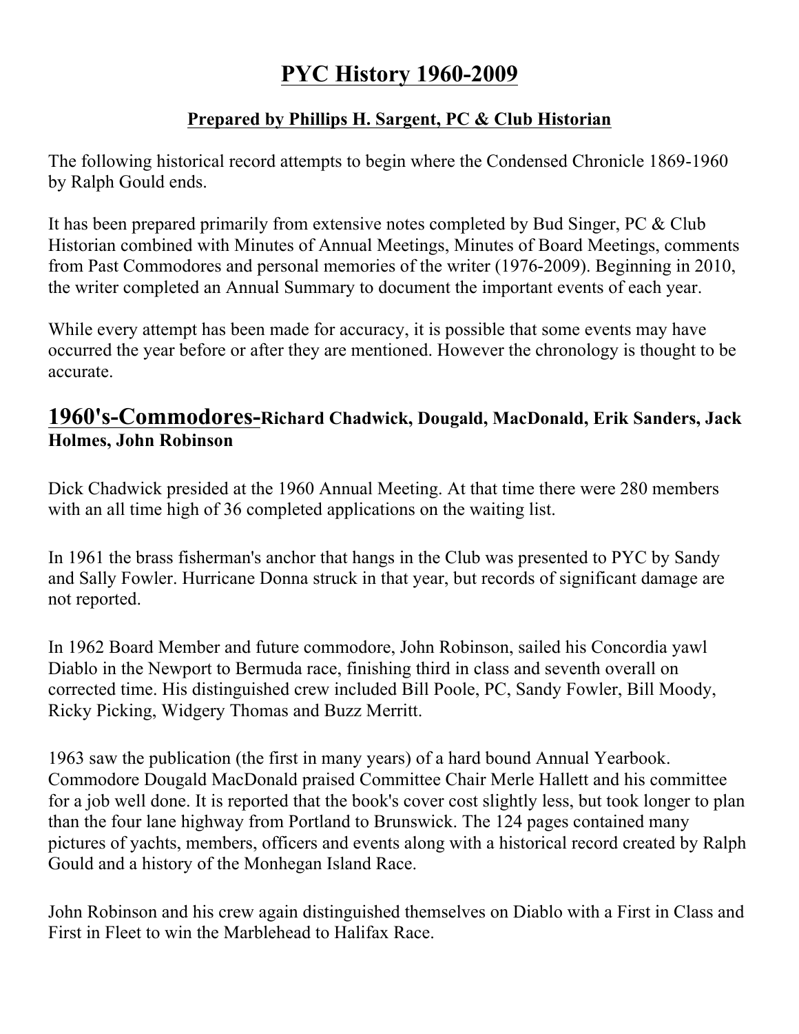# PYC History 1960-2009

### Prepared by Phillips H. Sargent, PC & Club Historian

The following historical record attempts to begin where the Condensed Chronicle 1869-1960 by Ralph Gould ends.

It has been prepared primarily from extensive notes completed by Bud Singer, PC & Club Historian combined with Minutes of Annual Meetings, Minutes of Board Meetings, comments from Past Commodores and personal memories of the writer (1976-2009). Beginning in 2010, the writer completed an Annual Summary to document the important events of each year.

While every attempt has been made for accuracy, it is possible that some events may have occurred the year before or after they are mentioned. However the chronology is thought to be accurate.

## 1960's-Commodores-Richard Chadwick, Dougald, MacDonald, Erik Sanders, Jack Holmes, John Robinson

Dick Chadwick presided at the 1960 Annual Meeting. At that time there were 280 members with an all time high of 36 completed applications on the waiting list.

In 1961 the brass fisherman's anchor that hangs in the Club was presented to PYC by Sandy and Sally Fowler. Hurricane Donna struck in that year, but records of significant damage are not reported.

In 1962 Board Member and future commodore, John Robinson, sailed his Concordia yawl Diablo in the Newport to Bermuda race, finishing third in class and seventh overall on corrected time. His distinguished crew included Bill Poole, PC, Sandy Fowler, Bill Moody, Ricky Picking, Widgery Thomas and Buzz Merritt.

1963 saw the publication (the first in many years) of a hard bound Annual Yearbook. Commodore Dougald MacDonald praised Committee Chair Merle Hallett and his committee for a job well done. It is reported that the book's cover cost slightly less, but took longer to plan than the four lane highway from Portland to Brunswick. The 124 pages contained many pictures of yachts, members, officers and events along with a historical record created by Ralph Gould and a history of the Monhegan Island Race.

John Robinson and his crew again distinguished themselves on Diablo with a First in Class and First in Fleet to win the Marblehead to Halifax Race.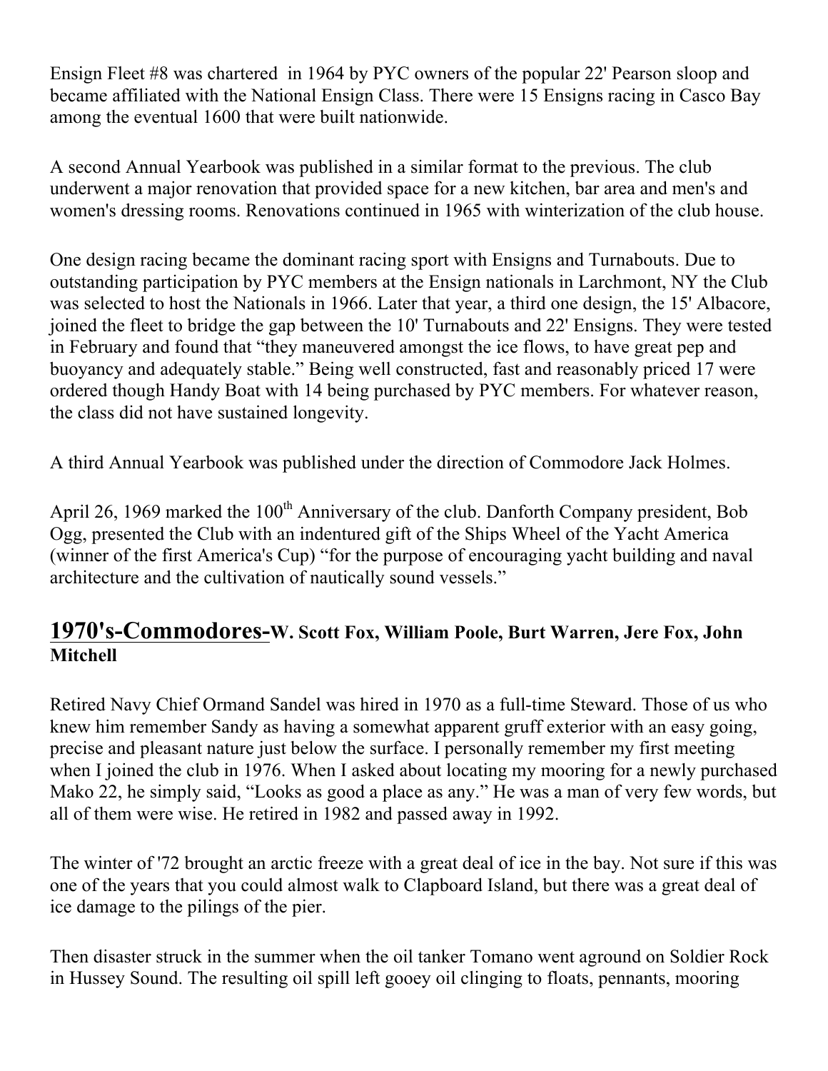Ensign Fleet #8 was chartered in 1964 by PYC owners of the popular 22' Pearson sloop and became affiliated with the National Ensign Class. There were 15 Ensigns racing in Casco Bay among the eventual 1600 that were built nationwide.

A second Annual Yearbook was published in a similar format to the previous. The club underwent a major renovation that provided space for a new kitchen, bar area and men's and women's dressing rooms. Renovations continued in 1965 with winterization of the club house.

One design racing became the dominant racing sport with Ensigns and Turnabouts. Due to outstanding participation by PYC members at the Ensign nationals in Larchmont, NY the Club was selected to host the Nationals in 1966. Later that year, a third one design, the 15' Albacore, joined the fleet to bridge the gap between the 10' Turnabouts and 22' Ensigns. They were tested in February and found that "they maneuvered amongst the ice flows, to have great pep and buoyancy and adequately stable." Being well constructed, fast and reasonably priced 17 were ordered though Handy Boat with 14 being purchased by PYC members. For whatever reason, the class did not have sustained longevity.

A third Annual Yearbook was published under the direction of Commodore Jack Holmes.

April 26, 1969 marked the 100th Anniversary of the club. Danforth Company president, Bob Ogg, presented the Club with an indentured gift of the Ships Wheel of the Yacht America (winner of the first America's Cup) "for the purpose of encouraging yacht building and naval architecture and the cultivation of nautically sound vessels."

## 1970's-Commodores-W. Scott Fox, William Poole, Burt Warren, Jere Fox, John Mitchell

Retired Navy Chief Ormand Sandel was hired in 1970 as a full-time Steward. Those of us who knew him remember Sandy as having a somewhat apparent gruff exterior with an easy going, precise and pleasant nature just below the surface. I personally remember my first meeting when I joined the club in 1976. When I asked about locating my mooring for a newly purchased Mako 22, he simply said, "Looks as good a place as any." He was a man of very few words, but all of them were wise. He retired in 1982 and passed away in 1992.

The winter of '72 brought an arctic freeze with a great deal of ice in the bay. Not sure if this was one of the years that you could almost walk to Clapboard Island, but there was a great deal of ice damage to the pilings of the pier.

Then disaster struck in the summer when the oil tanker Tomano went aground on Soldier Rock in Hussey Sound. The resulting oil spill left gooey oil clinging to floats, pennants, mooring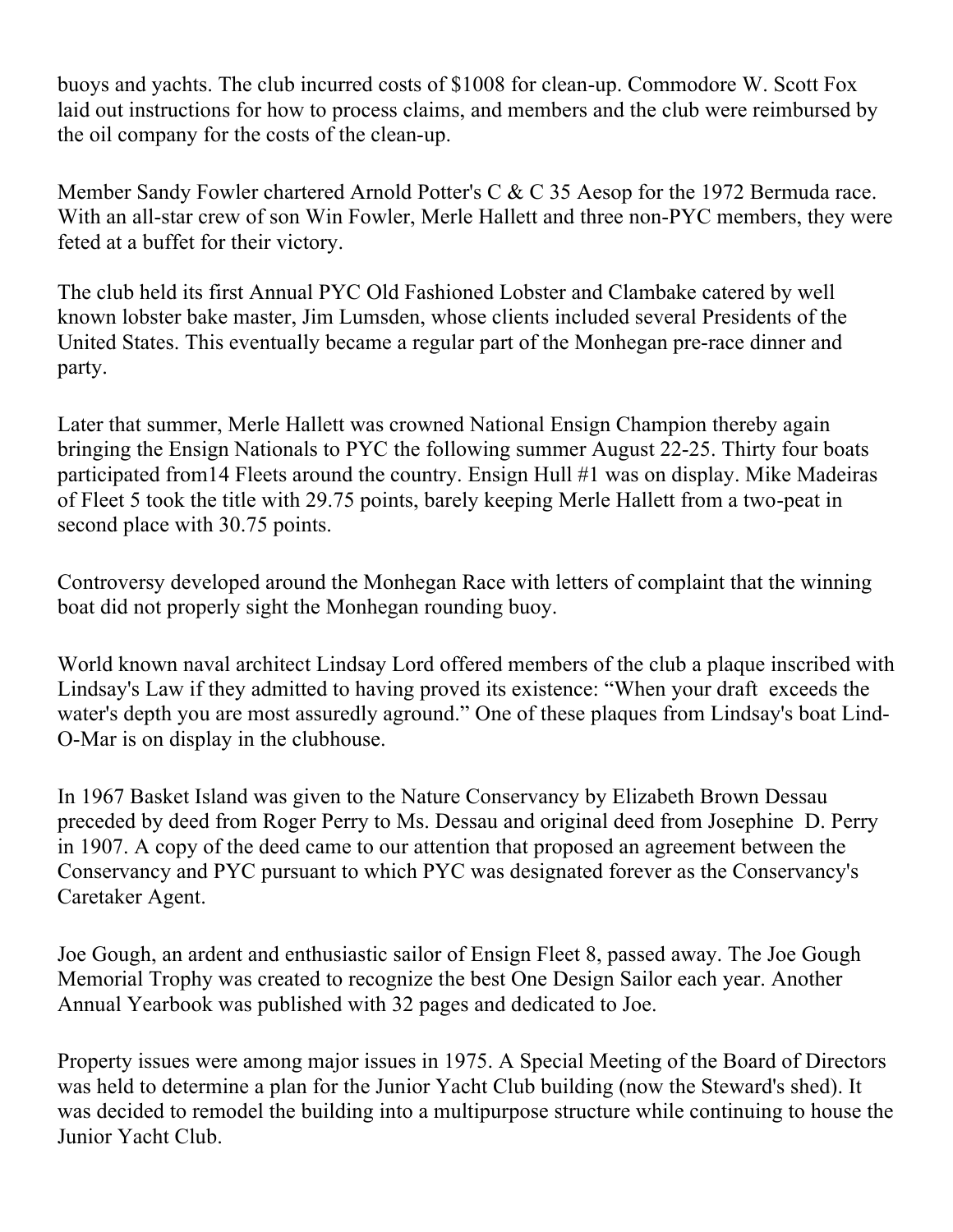buoys and yachts. The club incurred costs of $1008 for clean-up. Commodore W. Scott Fox laid out instructions for how to process claims, and members and the club were reimbursed by the oil company for the costs of the clean-up.

Member Sandy Fowler chartered Arnold Potter's C & C 35 Aesop for the 1972 Bermuda race. With an all-star crew of son Win Fowler, Merle Hallett and three non-PYC members, they were feted at a buffet for their victory.

The club held its first Annual PYC Old Fashioned Lobster and Clambake catered by well known lobster bake master, Jim Lumsden, whose clients included several Presidents of the United States. This eventually became a regular part of the Monhegan pre-race dinner and party.

Later that summer, Merle Hallett was crowned National Ensign Champion thereby again bringing the Ensign Nationals to PYC the following summer August 22-25. Thirty four boats participated from14 Fleets around the country. Ensign Hull #1 was on display. Mike Madeiras of Fleet 5 took the title with 29.75 points, barely keeping Merle Hallett from a two-peat in second place with 30.75 points.

Controversy developed around the Monhegan Race with letters of complaint that the winning boat did not properly sight the Monhegan rounding buoy.

World known naval architect Lindsay Lord offered members of the club a plaque inscribed with Lindsay's Law if they admitted to having proved its existence: "When your draft exceeds the water's depth you are most assuredly aground." One of these plaques from Lindsay's boat Lind-O-Mar is on display in the clubhouse.

In 1967 Basket Island was given to the Nature Conservancy by Elizabeth Brown Dessau preceded by deed from Roger Perry to Ms. Dessau and original deed from Josephine D. Perry in 1907. A copy of the deed came to our attention that proposed an agreement between the Conservancy and PYC pursuant to which PYC was designated forever as the Conservancy's Caretaker Agent.

Joe Gough, an ardent and enthusiastic sailor of Ensign Fleet 8, passed away. The Joe Gough Memorial Trophy was created to recognize the best One Design Sailor each year. Another Annual Yearbook was published with 32 pages and dedicated to Joe.

Property issues were among major issues in 1975. A Special Meeting of the Board of Directors was held to determine a plan for the Junior Yacht Club building (now the Steward's shed). It was decided to remodel the building into a multipurpose structure while continuing to house the Junior Yacht Club.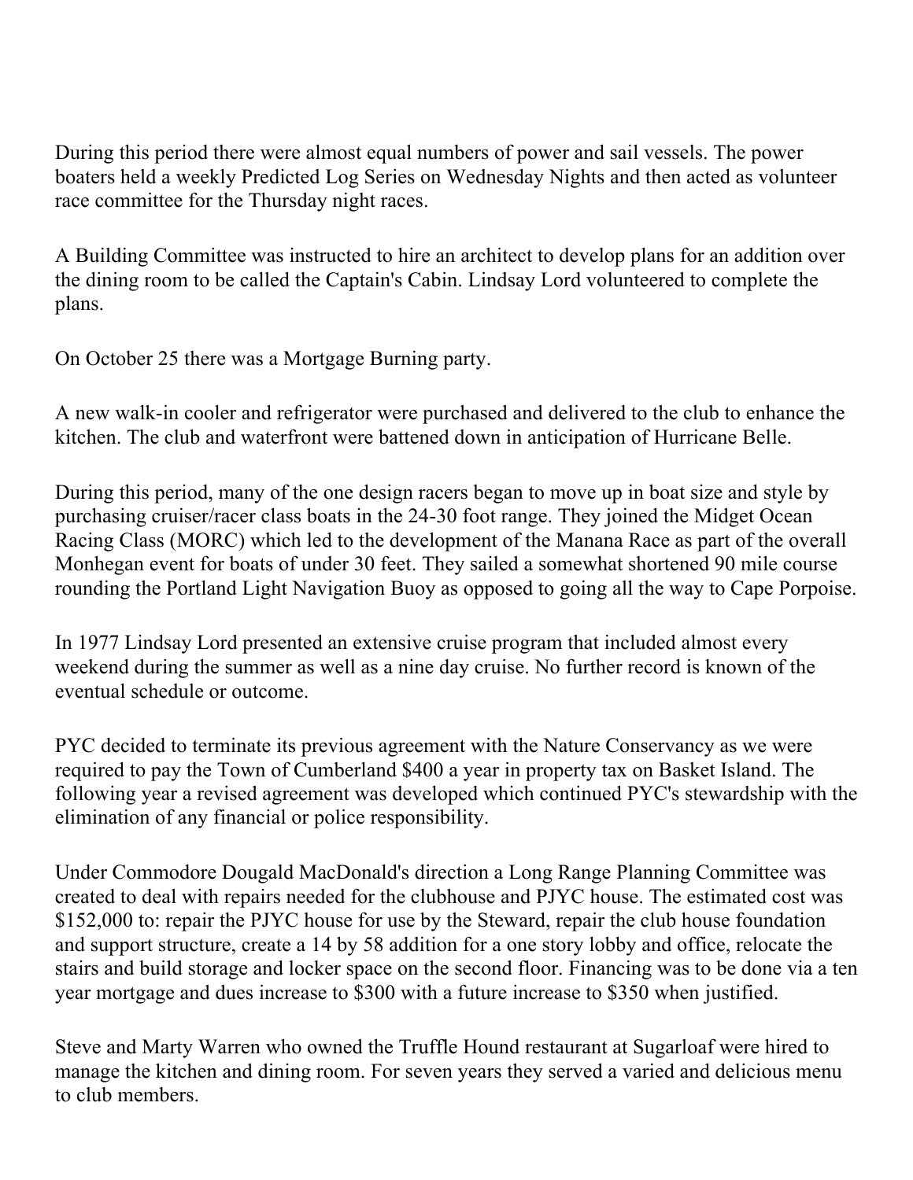During this period there were almost equal numbers of power and sail vessels. The power boaters held a weekly Predicted Log Series on Wednesday Nights and then acted as volunteer race committee for the Thursday night races.

A Building Committee was instructed to hire an architect to develop plans for an addition over the dining room to be called the Captain's Cabin. Lindsay Lord volunteered to complete the plans.

On October 25 there was a Mortgage Burning party.

A new walk-in cooler and refrigerator were purchased and delivered to the club to enhance the kitchen. The club and waterfront were battened down in anticipation of Hurricane Belle.

During this period, many of the one design racers began to move up in boat size and style by purchasing cruiser/racer class boats in the 24-30 foot range. They joined the Midget Ocean Racing Class (MORC) which led to the development of the Manana Race as part of the overall Monhegan event for boats of under 30 feet. They sailed a somewhat shortened 90 mile course rounding the Portland Light Navigation Buoy as opposed to going all the way to Cape Porpoise.

In 1977 Lindsay Lord presented an extensive cruise program that included almost every weekend during the summer as well as a nine day cruise. No further record is known of the eventual schedule or outcome.

PYC decided to terminate its previous agreement with the Nature Conservancy as we were required to pay the Town of Cumberland $400 a year in property tax on Basket Island. The following year a revised agreement was developed which continued PYC's stewardship with the elimination of any financial or police responsibility.

Under Commodore Dougald MacDonald's direction a Long Range Planning Committee was created to deal with repairs needed for the clubhouse and PJYC house. The estimated cost was $152,000 to: repair the PJYC house for use by the Steward, repair the club house foundation and support structure, create a 14 by 58 addition for a one story lobby and office, relocate the stairs and build storage and locker space on the second floor. Financing was to be done via a ten year mortgage and dues increase to $300 with a future increase to $350 when justified.

Steve and Marty Warren who owned the Truffle Hound restaurant at Sugarloaf were hired to manage the kitchen and dining room. For seven years they served a varied and delicious menu to club members.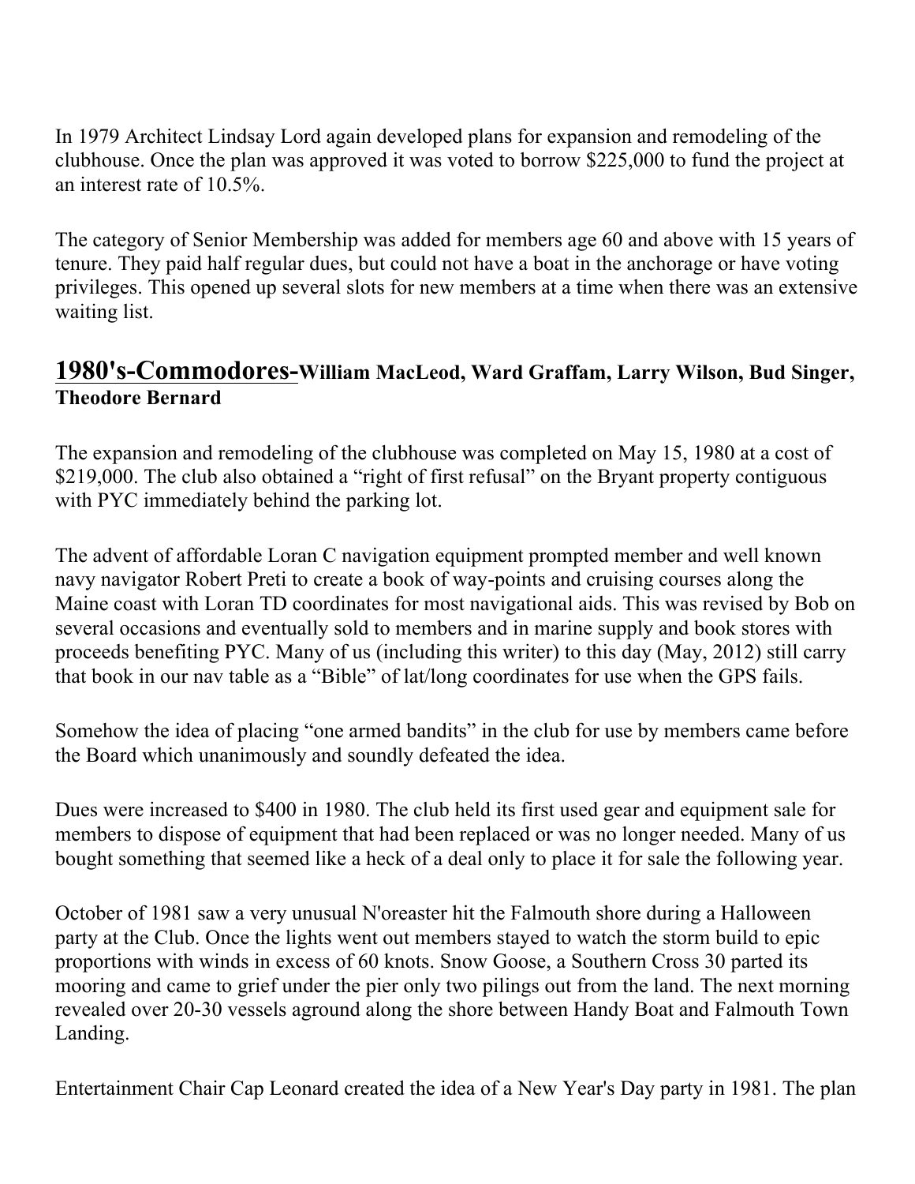In 1979 Architect Lindsay Lord again developed plans for expansion and remodeling of the clubhouse. Once the plan was approved it was voted to borrow $225,000 to fund the project at an interest rate of 10.5%.

The category of Senior Membership was added for members age 60 and above with 15 years of tenure. They paid half regular dues, but could not have a boat in the anchorage or have voting privileges. This opened up several slots for new members at a time when there was an extensive waiting list.

## 1980's-Commodores-William MacLeod, Ward Graffam, Larry Wilson, Bud Singer, Theodore Bernard

The expansion and remodeling of the clubhouse was completed on May 15, 1980 at a cost of $219,000. The club also obtained a "right of first refusal" on the Bryant property contiguous with PYC immediately behind the parking lot.

The advent of affordable Loran C navigation equipment prompted member and well known navy navigator Robert Preti to create a book of way-points and cruising courses along the Maine coast with Loran TD coordinates for most navigational aids. This was revised by Bob on several occasions and eventually sold to members and in marine supply and book stores with proceeds benefiting PYC. Many of us (including this writer) to this day (May, 2012) still carry that book in our nav table as a "Bible" of lat/long coordinates for use when the GPS fails.

Somehow the idea of placing "one armed bandits" in the club for use by members came before the Board which unanimously and soundly defeated the idea.

Dues were increased to $400 in 1980. The club held its first used gear and equipment sale for members to dispose of equipment that had been replaced or was no longer needed. Many of us bought something that seemed like a heck of a deal only to place it for sale the following year.

October of 1981 saw a very unusual N'oreaster hit the Falmouth shore during a Halloween party at the Club. Once the lights went out members stayed to watch the storm build to epic proportions with winds in excess of 60 knots. Snow Goose, a Southern Cross 30 parted its mooring and came to grief under the pier only two pilings out from the land. The next morning revealed over 20-30 vessels aground along the shore between Handy Boat and Falmouth Town Landing.

Entertainment Chair Cap Leonard created the idea of a New Year's Day party in 1981. The plan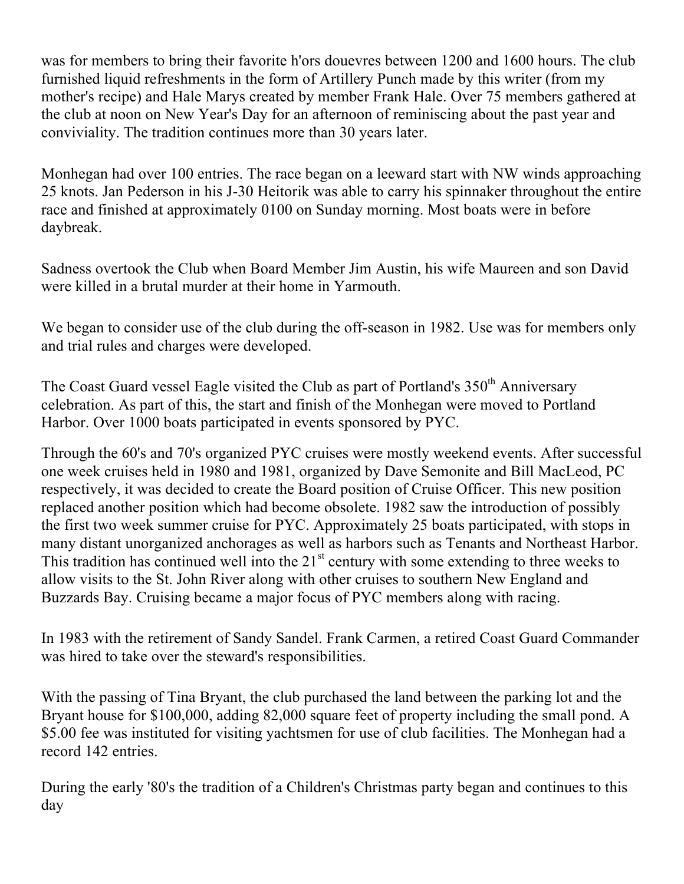was for members to bring their favorite h'ors douevres between 1200 and 1600 hours. The club furnished liquid refreshments in the form of Artillery Punch made by this writer (from my mother's recipe) and Hale Marys created by member Frank Hale. Over 75 members gathered at the club at noon on New Year's Day for an afternoon of reminiscing about the past year and conviviality. The tradition continues more than 30 years later.

Monhegan had over 100 entries. The race began on a leeward start with NW winds approaching 25 knots. Jan Pederson in his J-30 Heitorik was able to carry his spinnaker throughout the entire race and finished at approximately 0100 on Sunday morning. Most boats were in before daybreak.

Sadness overtook the Club when Board Member Jim Austin, his wife Maureen and son David were killed in a brutal murder at their home in Yarmouth.

We began to consider use of the club during the off-season in 1982. Use was for members only and trial rules and charges were developed.

The Coast Guard vessel Eagle visited the Club as part of Portland's 350th Anniversary celebration. As part of this, the start and finish of the Monhegan were moved to Portland Harbor. Over 1000 boats participated in events sponsored by PYC.

Through the 60's and 70's organized PYC cruises were mostly weekend events. After successful one week cruises held in 1980 and 1981, organized by Dave Semonite and Bill MacLeod, PC respectively, it was decided to create the Board position of Cruise Officer. This new position replaced another position which had become obsolete. 1982 saw the introduction of possibly the first two week summer cruise for PYC. Approximately 25 boats participated, with stops in many distant unorganized anchorages as well as harbors such as Tenants and Northeast Harbor. This tradition has continued well into the 21st century with some extending to three weeks to allow visits to the St. John River along with other cruises to southern New England and Buzzards Bay. Cruising became a major focus of PYC members along with racing.

In 1983 with the retirement of Sandy Sandel. Frank Carmen, a retired Coast Guard Commander was hired to take over the steward's responsibilities.

With the passing of Tina Bryant, the club purchased the land between the parking lot and the Bryant house for $100,000, adding 82,000 square feet of property including the small pond. A $5.00 fee was instituted for visiting yachtsmen for use of club facilities. The Monhegan had a record 142 entries.

During the early '80's the tradition of a Children's Christmas party began and continues to this day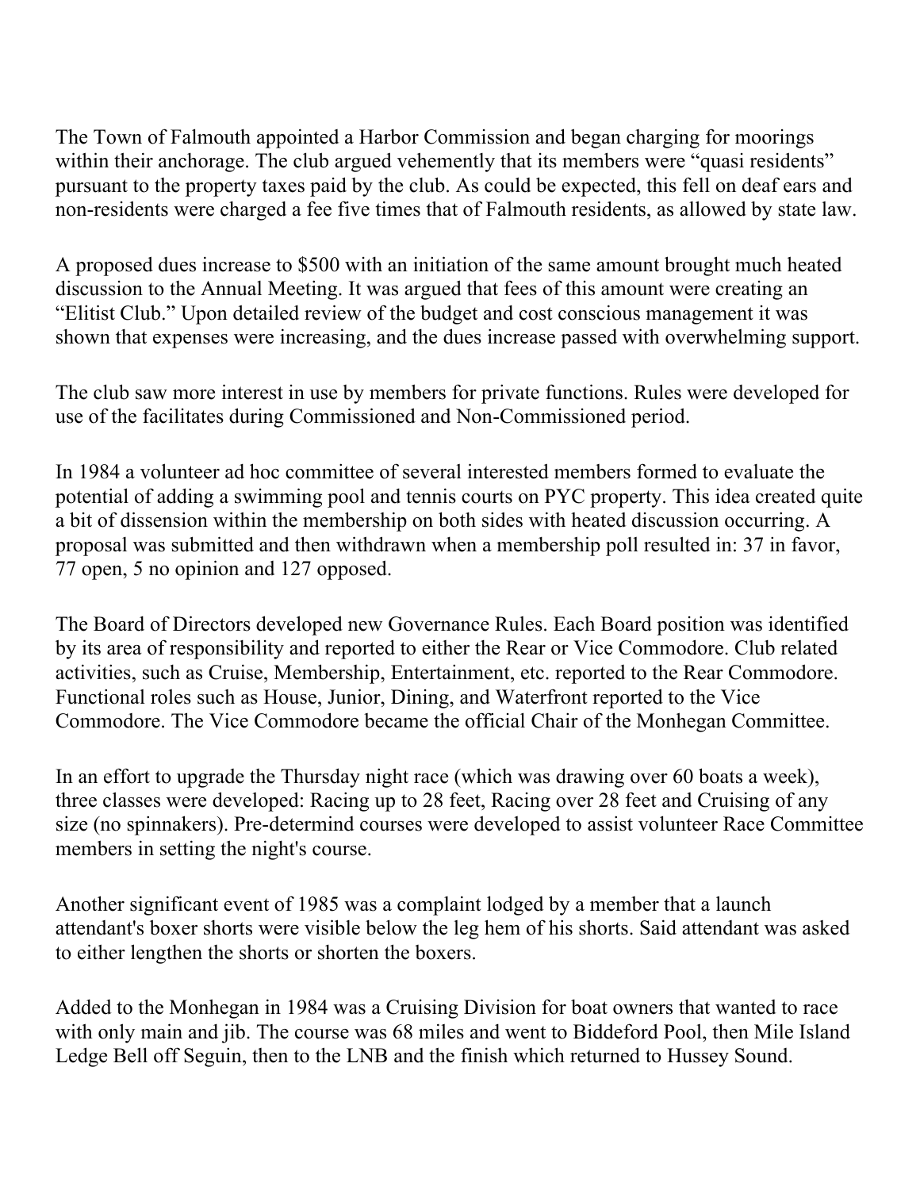The Town of Falmouth appointed a Harbor Commission and began charging for moorings within their anchorage. The club argued vehemently that its members were "quasi residents" pursuant to the property taxes paid by the club. As could be expected, this fell on deaf ears and non-residents were charged a fee five times that of Falmouth residents, as allowed by state law.

A proposed dues increase to $500 with an initiation of the same amount brought much heated discussion to the Annual Meeting. It was argued that fees of this amount were creating an "Elitist Club." Upon detailed review of the budget and cost conscious management it was shown that expenses were increasing, and the dues increase passed with overwhelming support.

The club saw more interest in use by members for private functions. Rules were developed for use of the facilitates during Commissioned and Non-Commissioned period.

In 1984 a volunteer ad hoc committee of several interested members formed to evaluate the potential of adding a swimming pool and tennis courts on PYC property. This idea created quite a bit of dissension within the membership on both sides with heated discussion occurring. A proposal was submitted and then withdrawn when a membership poll resulted in: 37 in favor, 77 open, 5 no opinion and 127 opposed.

The Board of Directors developed new Governance Rules. Each Board position was identified by its area of responsibility and reported to either the Rear or Vice Commodore. Club related activities, such as Cruise, Membership, Entertainment, etc. reported to the Rear Commodore. Functional roles such as House, Junior, Dining, and Waterfront reported to the Vice Commodore. The Vice Commodore became the official Chair of the Monhegan Committee.

In an effort to upgrade the Thursday night race (which was drawing over 60 boats a week), three classes were developed: Racing up to 28 feet, Racing over 28 feet and Cruising of any size (no spinnakers). Pre-determind courses were developed to assist volunteer Race Committee members in setting the night's course.

Another significant event of 1985 was a complaint lodged by a member that a launch attendant's boxer shorts were visible below the leg hem of his shorts. Said attendant was asked to either lengthen the shorts or shorten the boxers.

Added to the Monhegan in 1984 was a Cruising Division for boat owners that wanted to race with only main and jib. The course was 68 miles and went to Biddeford Pool, then Mile Island Ledge Bell off Seguin, then to the LNB and the finish which returned to Hussey Sound.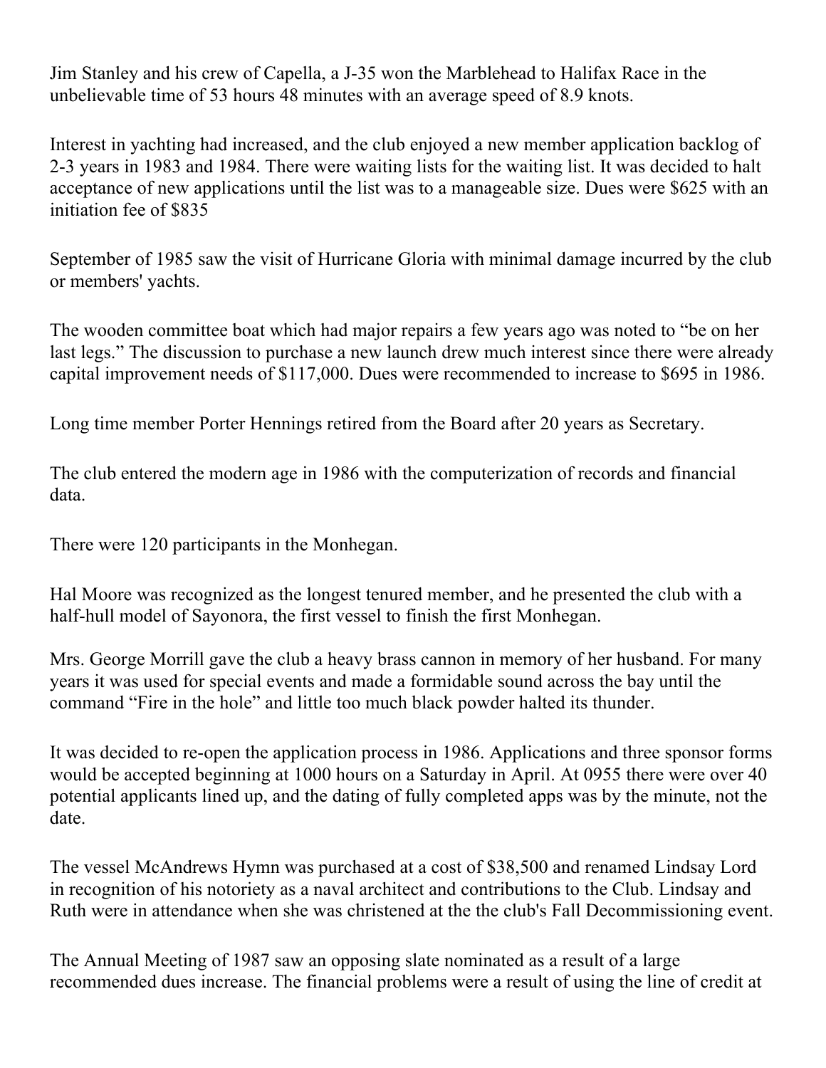Jim Stanley and his crew of Capella, a J-35 won the Marblehead to Halifax Race in the unbelievable time of 53 hours 48 minutes with an average speed of 8.9 knots.

Interest in yachting had increased, and the club enjoyed a new member application backlog of 2-3 years in 1983 and 1984. There were waiting lists for the waiting list. It was decided to halt acceptance of new applications until the list was to a manageable size. Dues were $625 with an initiation fee of $835

September of 1985 saw the visit of Hurricane Gloria with minimal damage incurred by the club or members' yachts.

The wooden committee boat which had major repairs a few years ago was noted to "be on her last legs." The discussion to purchase a new launch drew much interest since there were already capital improvement needs of $117,000. Dues were recommended to increase to $695 in 1986.

Long time member Porter Hennings retired from the Board after 20 years as Secretary.

The club entered the modern age in 1986 with the computerization of records and financial data.

There were 120 participants in the Monhegan.

Hal Moore was recognized as the longest tenured member, and he presented the club with a half-hull model of Sayonora, the first vessel to finish the first Monhegan.

Mrs. George Morrill gave the club a heavy brass cannon in memory of her husband. For many years it was used for special events and made a formidable sound across the bay until the command "Fire in the hole" and little too much black powder halted its thunder.

It was decided to re-open the application process in 1986. Applications and three sponsor forms would be accepted beginning at 1000 hours on a Saturday in April. At 0955 there were over 40 potential applicants lined up, and the dating of fully completed apps was by the minute, not the date.

The vessel McAndrews Hymn was purchased at a cost of $38,500 and renamed Lindsay Lord in recognition of his notoriety as a naval architect and contributions to the Club. Lindsay and Ruth were in attendance when she was christened at the the club's Fall Decommissioning event.

The Annual Meeting of 1987 saw an opposing slate nominated as a result of a large recommended dues increase. The financial problems were a result of using the line of credit at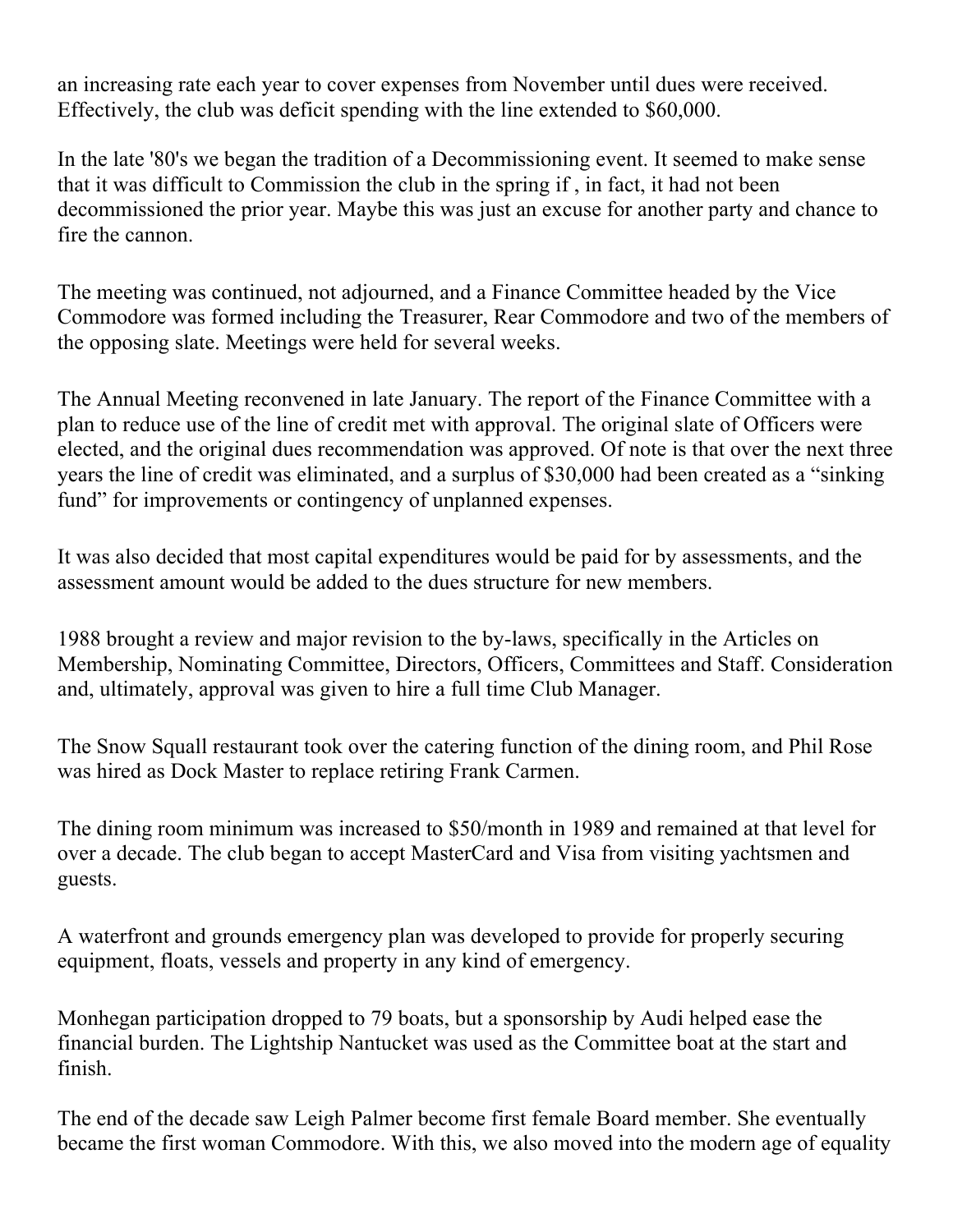an increasing rate each year to cover expenses from November until dues were received. Effectively, the club was deficit spending with the line extended to $60,000.

In the late '80's we began the tradition of a Decommissioning event. It seemed to make sense that it was difficult to Commission the club in the spring if , in fact, it had not been decommissioned the prior year. Maybe this was just an excuse for another party and chance to fire the cannon.

The meeting was continued, not adjourned, and a Finance Committee headed by the Vice Commodore was formed including the Treasurer, Rear Commodore and two of the members of the opposing slate. Meetings were held for several weeks.

The Annual Meeting reconvened in late January. The report of the Finance Committee with a plan to reduce use of the line of credit met with approval. The original slate of Officers were elected, and the original dues recommendation was approved. Of note is that over the next three years the line of credit was eliminated, and a surplus of $30,000 had been created as a “sinking fund” for improvements or contingency of unplanned expenses.

It was also decided that most capital expenditures would be paid for by assessments, and the assessment amount would be added to the dues structure for new members.

1988 brought a review and major revision to the by-laws, specifically in the Articles on Membership, Nominating Committee, Directors, Officers, Committees and Staff. Consideration and, ultimately, approval was given to hire a full time Club Manager.

The Snow Squall restaurant took over the catering function of the dining room, and Phil Rose was hired as Dock Master to replace retiring Frank Carmen.

The dining room minimum was increased to $50/month in 1989 and remained at that level for over a decade. The club began to accept MasterCard and Visa from visiting yachtsmen and guests.

A waterfront and grounds emergency plan was developed to provide for properly securing equipment, floats, vessels and property in any kind of emergency.

Monhegan participation dropped to 79 boats, but a sponsorship by Audi helped ease the financial burden. The Lightship Nantucket was used as the Committee boat at the start and finish.

The end of the decade saw Leigh Palmer become first female Board member. She eventually became the first woman Commodore. With this, we also moved into the modern age of equality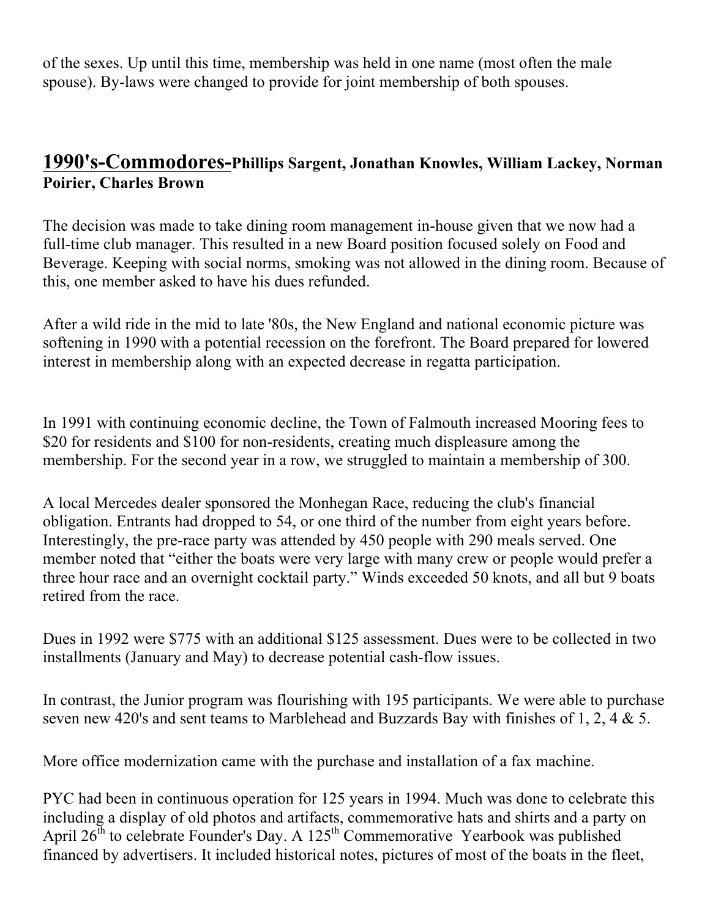of the sexes. Up until this time, membership was held in one name (most often the male spouse). By-laws were changed to provide for joint membership of both spouses.

## 1990's-Commodores-Phillips Sargent, Jonathan Knowles, William Lackey, Norman Poirier, Charles Brown

The decision was made to take dining room management in-house given that we now had a full-time club manager. This resulted in a new Board position focused solely on Food and Beverage. Keeping with social norms, smoking was not allowed in the dining room. Because of this, one member asked to have his dues refunded.

After a wild ride in the mid to late '80s, the New England and national economic picture was softening in 1990 with a potential recession on the forefront. The Board prepared for lowered interest in membership along with an expected decrease in regatta participation.

In 1991 with continuing economic decline, the Town of Falmouth increased Mooring fees to $20 for residents and $100 for non-residents, creating much displeasure among the membership. For the second year in a row, we struggled to maintain a membership of 300.

A local Mercedes dealer sponsored the Monhegan Race, reducing the club's financial obligation. Entrants had dropped to 54, or one third of the number from eight years before. Interestingly, the pre-race party was attended by 450 people with 290 meals served. One member noted that "either the boats were very large with many crew or people would prefer a three hour race and an overnight cocktail party." Winds exceeded 50 knots, and all but 9 boats retired from the race.

Dues in 1992 were $775 with an additional $125 assessment. Dues were to be collected in two installments (January and May) to decrease potential cash-flow issues.

In contrast, the Junior program was flourishing with 195 participants. We were able to purchase seven new 420's and sent teams to Marblehead and Buzzards Bay with finishes of 1, 2, 4 & 5.

More office modernization came with the purchase and installation of a fax machine.

PYC had been in continuous operation for 125 years in 1994. Much was done to celebrate this including a display of old photos and artifacts, commemorative hats and shirts and a party on April 26th to celebrate Founder's Day. A 125th Commemorative Yearbook was published financed by advertisers. It included historical notes, pictures of most of the boats in the fleet,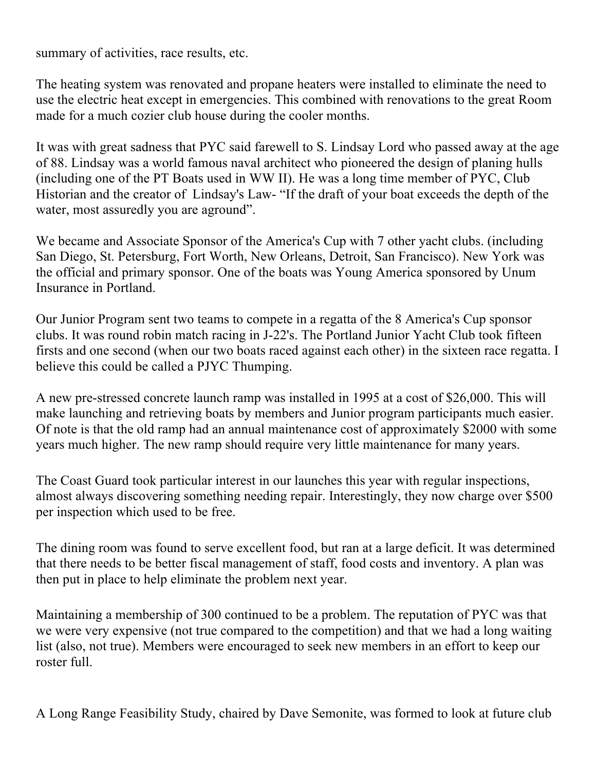summary of activities, race results, etc.

The heating system was renovated and propane heaters were installed to eliminate the need to use the electric heat except in emergencies. This combined with renovations to the great Room made for a much cozier club house during the cooler months.

It was with great sadness that PYC said farewell to S. Lindsay Lord who passed away at the age of 88. Lindsay was a world famous naval architect who pioneered the design of planing hulls (including one of the PT Boats used in WW II). He was a long time member of PYC, Club Historian and the creator of Lindsay's Law- "If the draft of your boat exceeds the depth of the water, most assuredly you are aground".

We became and Associate Sponsor of the America's Cup with 7 other yacht clubs. (including San Diego, St. Petersburg, Fort Worth, New Orleans, Detroit, San Francisco). New York was the official and primary sponsor. One of the boats was Young America sponsored by Unum Insurance in Portland.

Our Junior Program sent two teams to compete in a regatta of the 8 America's Cup sponsor clubs. It was round robin match racing in J-22's. The Portland Junior Yacht Club took fifteen firsts and one second (when our two boats raced against each other) in the sixteen race regatta. I believe this could be called a PJYC Thumping.

A new pre-stressed concrete launch ramp was installed in 1995 at a cost of $26,000. This will make launching and retrieving boats by members and Junior program participants much easier. Of note is that the old ramp had an annual maintenance cost of approximately $2000 with some years much higher. The new ramp should require very little maintenance for many years.

The Coast Guard took particular interest in our launches this year with regular inspections, almost always discovering something needing repair. Interestingly, they now charge over $500 per inspection which used to be free.

The dining room was found to serve excellent food, but ran at a large deficit. It was determined that there needs to be better fiscal management of staff, food costs and inventory. A plan was then put in place to help eliminate the problem next year.

Maintaining a membership of 300 continued to be a problem. The reputation of PYC was that we were very expensive (not true compared to the competition) and that we had a long waiting list (also, not true). Members were encouraged to seek new members in an effort to keep our roster full.

A Long Range Feasibility Study, chaired by Dave Semonite, was formed to look at future club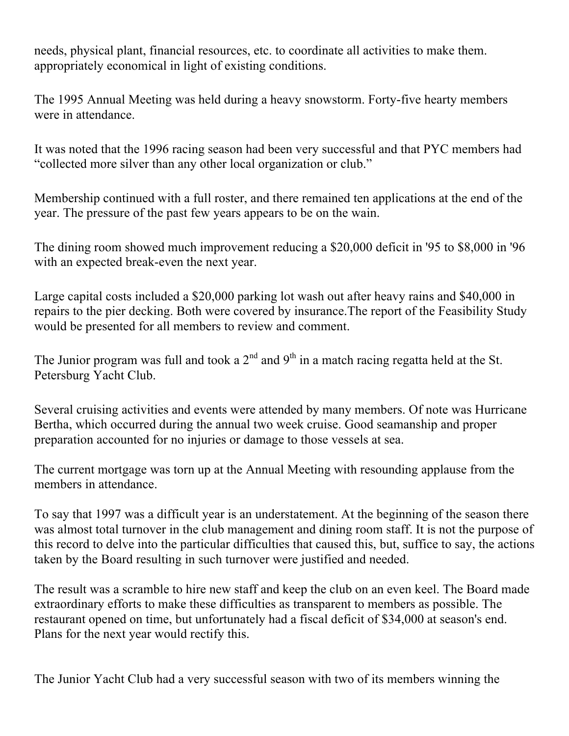needs, physical plant, financial resources, etc. to coordinate all activities to make them. appropriately economical in light of existing conditions.

The 1995 Annual Meeting was held during a heavy snowstorm. Forty-five hearty members were in attendance.

It was noted that the 1996 racing season had been very successful and that PYC members had "collected more silver than any other local organization or club."

Membership continued with a full roster, and there remained ten applications at the end of the year. The pressure of the past few years appears to be on the wain.

The dining room showed much improvement reducing a $20,000 deficit in '95 to $8,000 in '96 with an expected break-even the next year.

Large capital costs included a $20,000 parking lot wash out after heavy rains and $40,000 in repairs to the pier decking. Both were covered by insurance.The report of the Feasibility Study would be presented for all members to review and comment.

The Junior program was full and took a 2nd and 9th in a match racing regatta held at the St. Petersburg Yacht Club.

Several cruising activities and events were attended by many members. Of note was Hurricane Bertha, which occurred during the annual two week cruise. Good seamanship and proper preparation accounted for no injuries or damage to those vessels at sea.

The current mortgage was torn up at the Annual Meeting with resounding applause from the members in attendance.

To say that 1997 was a difficult year is an understatement. At the beginning of the season there was almost total turnover in the club management and dining room staff. It is not the purpose of this record to delve into the particular difficulties that caused this, but, suffice to say, the actions taken by the Board resulting in such turnover were justified and needed.

The result was a scramble to hire new staff and keep the club on an even keel. The Board made extraordinary efforts to make these difficulties as transparent to members as possible. The restaurant opened on time, but unfortunately had a fiscal deficit of $34,000 at season's end. Plans for the next year would rectify this.

The Junior Yacht Club had a very successful season with two of its members winning the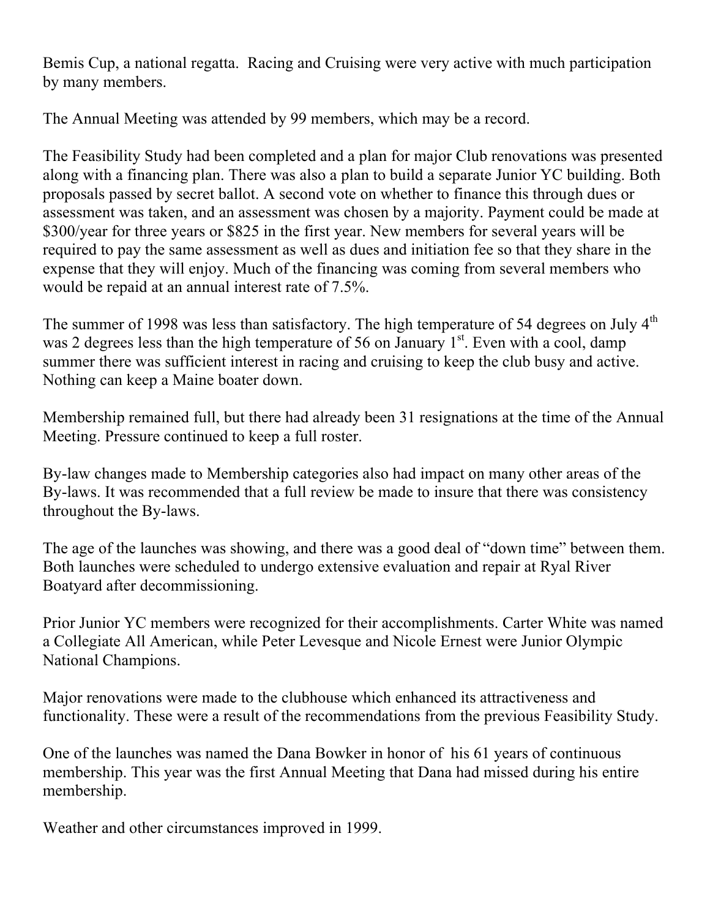Bemis Cup, a national regatta. Racing and Cruising were very active with much participation by many members.

The Annual Meeting was attended by 99 members, which may be a record.

The Feasibility Study had been completed and a plan for major Club renovations was presented along with a financing plan. There was also a plan to build a separate Junior YC building. Both proposals passed by secret ballot. A second vote on whether to finance this through dues or assessment was taken, and an assessment was chosen by a majority. Payment could be made at $300/year for three years or $825 in the first year. New members for several years will be required to pay the same assessment as well as dues and initiation fee so that they share in the expense that they will enjoy. Much of the financing was coming from several members who would be repaid at an annual interest rate of 7.5%.

The summer of 1998 was less than satisfactory. The high temperature of 54 degrees on July 4th was 2 degrees less than the high temperature of 56 on January 1st. Even with a cool, damp summer there was sufficient interest in racing and cruising to keep the club busy and active. Nothing can keep a Maine boater down.

Membership remained full, but there had already been 31 resignations at the time of the Annual Meeting. Pressure continued to keep a full roster.

By-law changes made to Membership categories also had impact on many other areas of the By-laws. It was recommended that a full review be made to insure that there was consistency throughout the By-laws.

The age of the launches was showing, and there was a good deal of "down time" between them. Both launches were scheduled to undergo extensive evaluation and repair at Ryal River Boatyard after decommissioning.

Prior Junior YC members were recognized for their accomplishments. Carter White was named a Collegiate All American, while Peter Levesque and Nicole Ernest were Junior Olympic National Champions.

Major renovations were made to the clubhouse which enhanced its attractiveness and functionality. These were a result of the recommendations from the previous Feasibility Study.

One of the launches was named the Dana Bowker in honor of his 61 years of continuous membership. This year was the first Annual Meeting that Dana had missed during his entire membership.

Weather and other circumstances improved in 1999.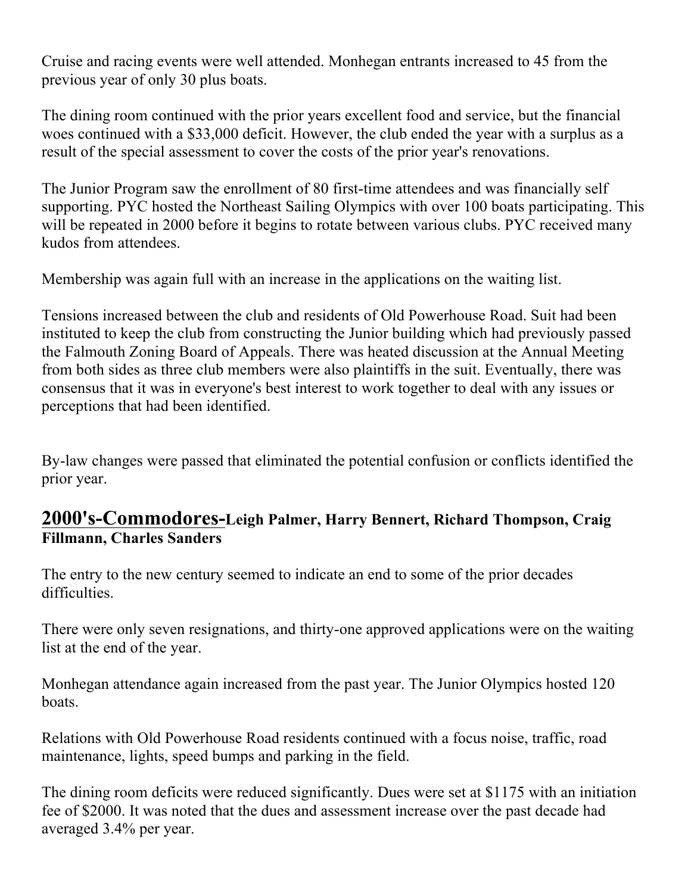Cruise and racing events were well attended. Monhegan entrants increased to 45 from the previous year of only 30 plus boats.

The dining room continued with the prior years excellent food and service, but the financial woes continued with a $33,000 deficit. However, the club ended the year with a surplus as a result of the special assessment to cover the costs of the prior year's renovations.

The Junior Program saw the enrollment of 80 first-time attendees and was financially self supporting. PYC hosted the Northeast Sailing Olympics with over 100 boats participating. This will be repeated in 2000 before it begins to rotate between various clubs. PYC received many kudos from attendees.

Membership was again full with an increase in the applications on the waiting list.

Tensions increased between the club and residents of Old Powerhouse Road. Suit had been instituted to keep the club from constructing the Junior building which had previously passed the Falmouth Zoning Board of Appeals. There was heated discussion at the Annual Meeting from both sides as three club members were also plaintiffs in the suit. Eventually, there was consensus that it was in everyone's best interest to work together to deal with any issues or perceptions that had been identified.

By-law changes were passed that eliminated the potential confusion or conflicts identified the prior year.

## 2000's-Commodores-Leigh Palmer, Harry Bennert, Richard Thompson, Craig Fillmann, Charles Sanders

The entry to the new century seemed to indicate an end to some of the prior decades difficulties.

There were only seven resignations, and thirty-one approved applications were on the waiting list at the end of the year.

Monhegan attendance again increased from the past year. The Junior Olympics hosted 120 boats.

Relations with Old Powerhouse Road residents continued with a focus noise, traffic, road maintenance, lights, speed bumps and parking in the field.

The dining room deficits were reduced significantly. Dues were set at $1175 with an initiation fee of $2000. It was noted that the dues and assessment increase over the past decade had averaged 3.4% per year.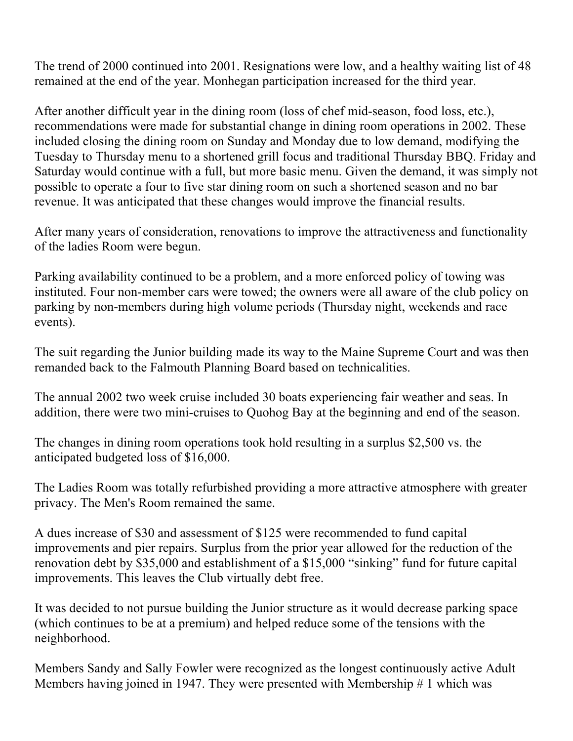The trend of 2000 continued into 2001. Resignations were low, and a healthy waiting list of 48 remained at the end of the year. Monhegan participation increased for the third year.

After another difficult year in the dining room (loss of chef mid-season, food loss, etc.), recommendations were made for substantial change in dining room operations in 2002. These included closing the dining room on Sunday and Monday due to low demand, modifying the Tuesday to Thursday menu to a shortened grill focus and traditional Thursday BBQ. Friday and Saturday would continue with a full, but more basic menu. Given the demand, it was simply not possible to operate a four to five star dining room on such a shortened season and no bar revenue. It was anticipated that these changes would improve the financial results.

After many years of consideration, renovations to improve the attractiveness and functionality of the ladies Room were begun.

Parking availability continued to be a problem, and a more enforced policy of towing was instituted. Four non-member cars were towed; the owners were all aware of the club policy on parking by non-members during high volume periods (Thursday night, weekends and race events).

The suit regarding the Junior building made its way to the Maine Supreme Court and was then remanded back to the Falmouth Planning Board based on technicalities.

The annual 2002 two week cruise included 30 boats experiencing fair weather and seas. In addition, there were two mini-cruises to Quohog Bay at the beginning and end of the season.

The changes in dining room operations took hold resulting in a surplus $2,500 vs. the anticipated budgeted loss of $16,000.

The Ladies Room was totally refurbished providing a more attractive atmosphere with greater privacy. The Men's Room remained the same.

A dues increase of $30 and assessment of $125 were recommended to fund capital improvements and pier repairs. Surplus from the prior year allowed for the reduction of the renovation debt by $35,000 and establishment of a $15,000 “sinking” fund for future capital improvements. This leaves the Club virtually debt free.

It was decided to not pursue building the Junior structure as it would decrease parking space (which continues to be at a premium) and helped reduce some of the tensions with the neighborhood.

Members Sandy and Sally Fowler were recognized as the longest continuously active Adult Members having joined in 1947. They were presented with Membership # 1 which was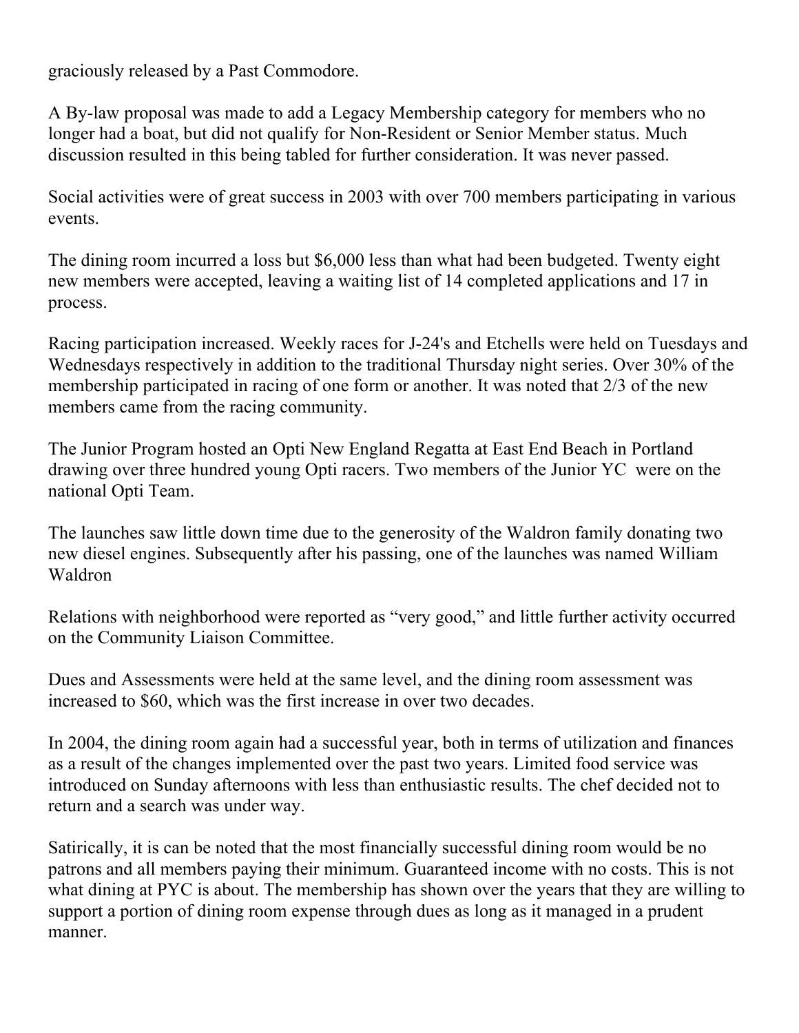graciously released by a Past Commodore.

A By-law proposal was made to add a Legacy Membership category for members who no longer had a boat, but did not qualify for Non-Resident or Senior Member status. Much discussion resulted in this being tabled for further consideration. It was never passed.

Social activities were of great success in 2003 with over 700 members participating in various events.

The dining room incurred a loss but $6,000 less than what had been budgeted. Twenty eight new members were accepted, leaving a waiting list of 14 completed applications and 17 in process.

Racing participation increased. Weekly races for J-24's and Etchells were held on Tuesdays and Wednesdays respectively in addition to the traditional Thursday night series. Over 30% of the membership participated in racing of one form or another. It was noted that 2/3 of the new members came from the racing community.

The Junior Program hosted an Opti New England Regatta at East End Beach in Portland drawing over three hundred young Opti racers. Two members of the Junior YC were on the national Opti Team.

The launches saw little down time due to the generosity of the Waldron family donating two new diesel engines. Subsequently after his passing, one of the launches was named William Waldron

Relations with neighborhood were reported as "very good," and little further activity occurred on the Community Liaison Committee.

Dues and Assessments were held at the same level, and the dining room assessment was increased to $60, which was the first increase in over two decades.

In 2004, the dining room again had a successful year, both in terms of utilization and finances as a result of the changes implemented over the past two years. Limited food service was introduced on Sunday afternoons with less than enthusiastic results. The chef decided not to return and a search was under way.

Satirically, it is can be noted that the most financially successful dining room would be no patrons and all members paying their minimum. Guaranteed income with no costs. This is not what dining at PYC is about. The membership has shown over the years that they are willing to support a portion of dining room expense through dues as long as it managed in a prudent manner.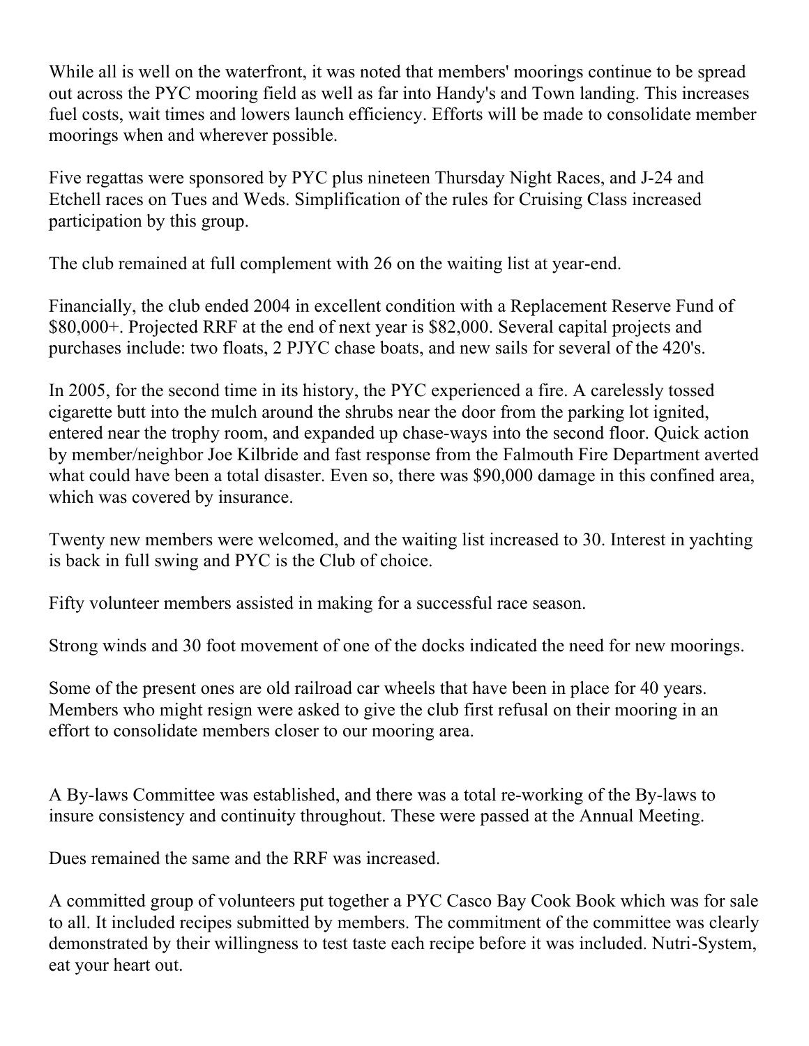While all is well on the waterfront, it was noted that members' moorings continue to be spread out across the PYC mooring field as well as far into Handy's and Town landing. This increases fuel costs, wait times and lowers launch efficiency. Efforts will be made to consolidate member moorings when and wherever possible.

Five regattas were sponsored by PYC plus nineteen Thursday Night Races, and J-24 and Etchell races on Tues and Weds. Simplification of the rules for Cruising Class increased participation by this group.

The club remained at full complement with 26 on the waiting list at year-end.

Financially, the club ended 2004 in excellent condition with a Replacement Reserve Fund of $80,000+. Projected RRF at the end of next year is $82,000. Several capital projects and purchases include: two floats, 2 PJYC chase boats, and new sails for several of the 420's.

In 2005, for the second time in its history, the PYC experienced a fire. A carelessly tossed cigarette butt into the mulch around the shrubs near the door from the parking lot ignited, entered near the trophy room, and expanded up chase-ways into the second floor. Quick action by member/neighbor Joe Kilbride and fast response from the Falmouth Fire Department averted what could have been a total disaster. Even so, there was $90,000 damage in this confined area, which was covered by insurance.

Twenty new members were welcomed, and the waiting list increased to 30. Interest in yachting is back in full swing and PYC is the Club of choice.

Fifty volunteer members assisted in making for a successful race season.

Strong winds and 30 foot movement of one of the docks indicated the need for new moorings.

Some of the present ones are old railroad car wheels that have been in place for 40 years. Members who might resign were asked to give the club first refusal on their mooring in an effort to consolidate members closer to our mooring area.

A By-laws Committee was established, and there was a total re-working of the By-laws to insure consistency and continuity throughout. These were passed at the Annual Meeting.

Dues remained the same and the RRF was increased.

A committed group of volunteers put together a PYC Casco Bay Cook Book which was for sale to all. It included recipes submitted by members. The commitment of the committee was clearly demonstrated by their willingness to test taste each recipe before it was included. Nutri-System, eat your heart out.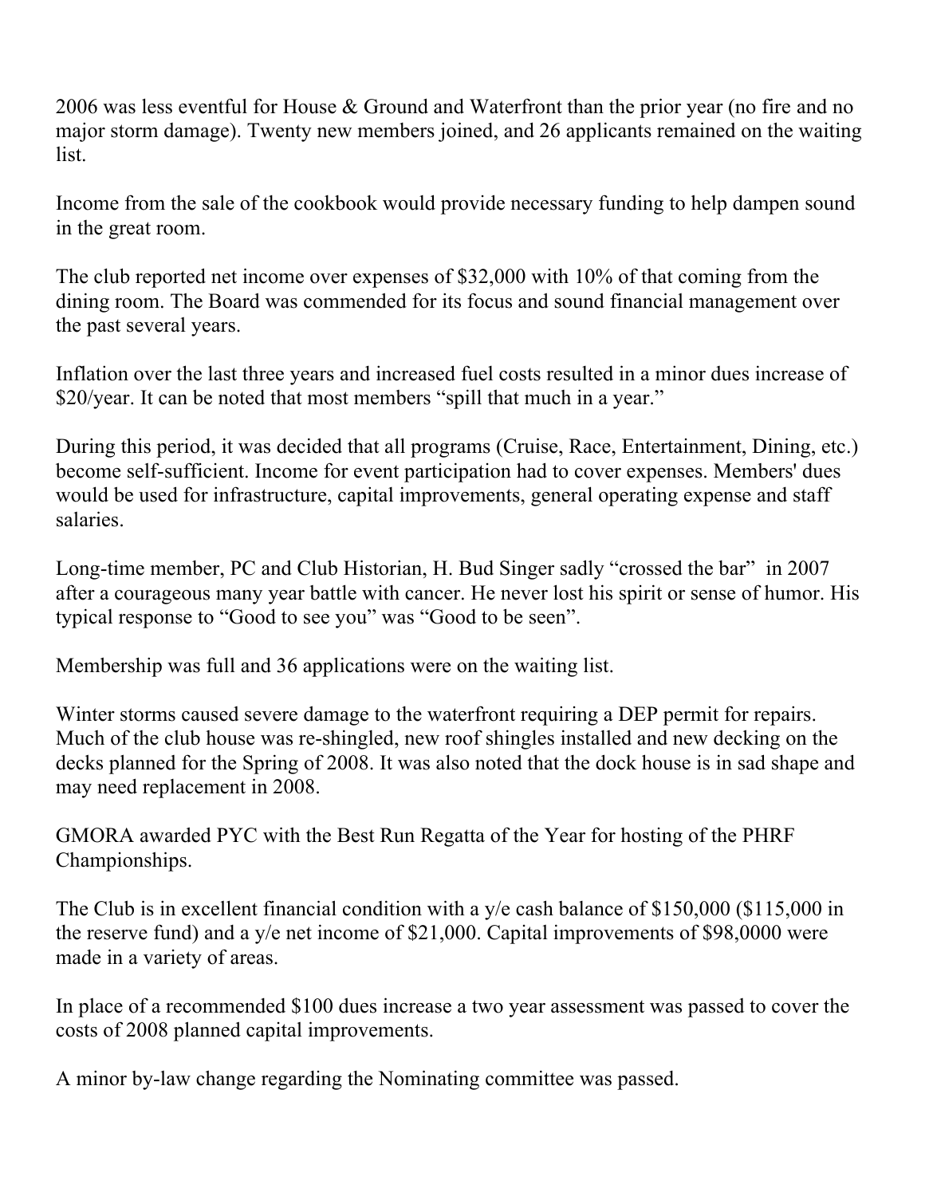2006 was less eventful for House & Ground and Waterfront than the prior year (no fire and no major storm damage). Twenty new members joined, and 26 applicants remained on the waiting list.

Income from the sale of the cookbook would provide necessary funding to help dampen sound in the great room.

The club reported net income over expenses of $32,000 with 10% of that coming from the dining room. The Board was commended for its focus and sound financial management over the past several years.

Inflation over the last three years and increased fuel costs resulted in a minor dues increase of $20/year. It can be noted that most members "spill that much in a year."

During this period, it was decided that all programs (Cruise, Race, Entertainment, Dining, etc.) become self-sufficient. Income for event participation had to cover expenses. Members' dues would be used for infrastructure, capital improvements, general operating expense and staff salaries.

Long-time member, PC and Club Historian, H. Bud Singer sadly "crossed the bar" in 2007 after a courageous many year battle with cancer. He never lost his spirit or sense of humor. His typical response to "Good to see you" was "Good to be seen".

Membership was full and 36 applications were on the waiting list.

Winter storms caused severe damage to the waterfront requiring a DEP permit for repairs. Much of the club house was re-shingled, new roof shingles installed and new decking on the decks planned for the Spring of 2008. It was also noted that the dock house is in sad shape and may need replacement in 2008.

GMORA awarded PYC with the Best Run Regatta of the Year for hosting of the PHRF Championships.

The Club is in excellent financial condition with a y/e cash balance of $150,000 ($115,000 in the reserve fund) and a y/e net income of $21,000. Capital improvements of $98,0000 were made in a variety of areas.

In place of a recommended $100 dues increase a two year assessment was passed to cover the costs of 2008 planned capital improvements.

A minor by-law change regarding the Nominating committee was passed.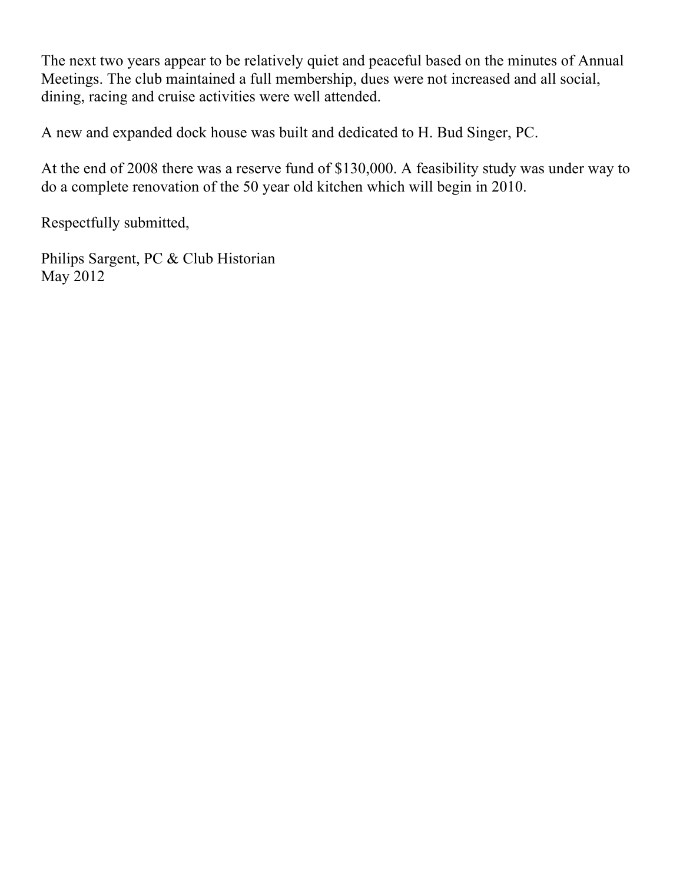The next two years appear to be relatively quiet and peaceful based on the minutes of Annual Meetings. The club maintained a full membership, dues were not increased and all social, dining, racing and cruise activities were well attended.

A new and expanded dock house was built and dedicated to H. Bud Singer, PC.

At the end of 2008 there was a reserve fund of $130,000. A feasibility study was under way to do a complete renovation of the 50 year old kitchen which will begin in 2010.

Respectfully submitted,

Philips Sargent, PC & Club Historian  
May 2012